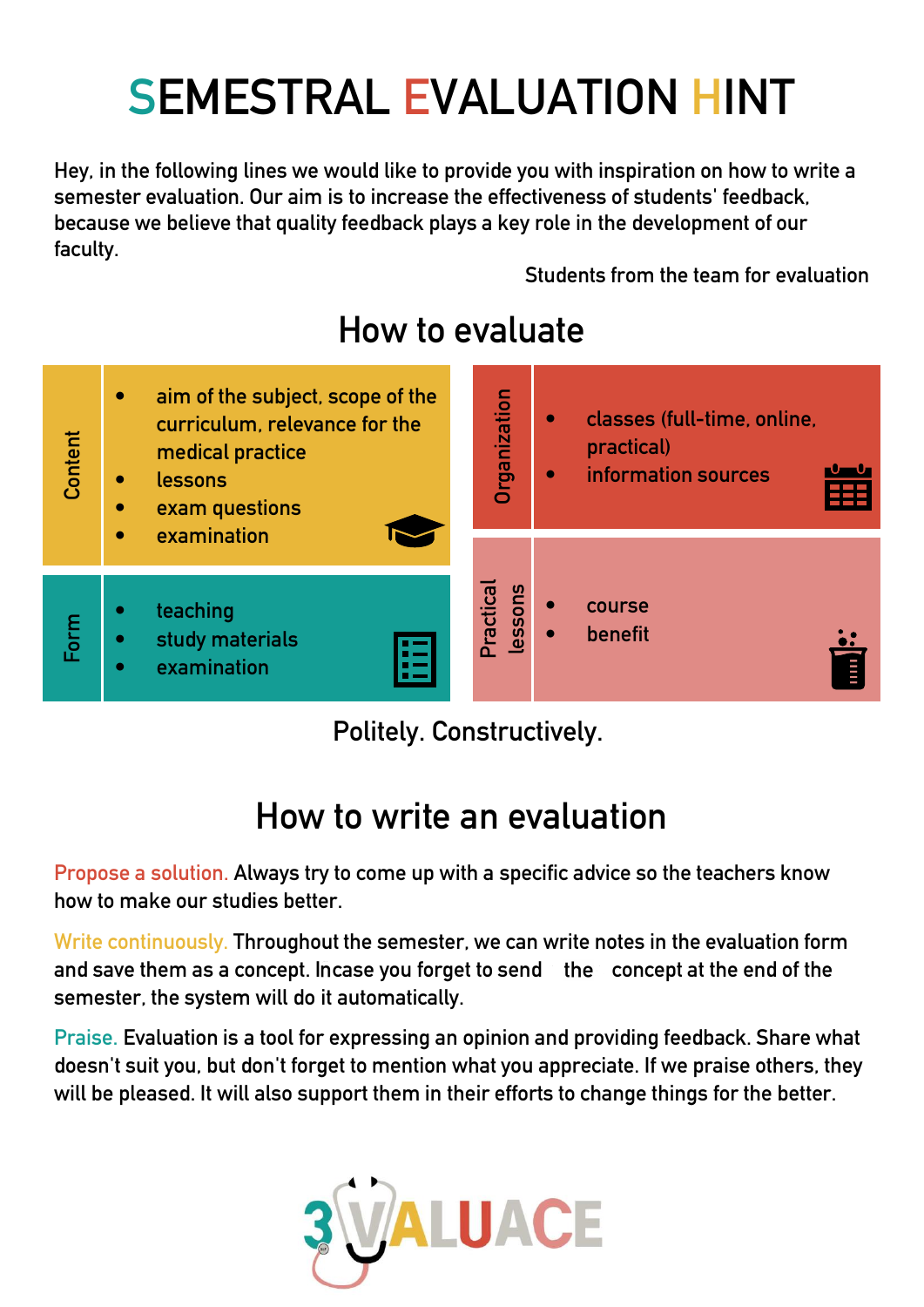# SEMESTRAL EVALUATION HINT

Hey, in the following lines we would like to provide you with inspiration on how to write a semester evaluation. Our aim is to increase the effectiveness of students' feedback, because we believe that quality feedback plays a key role in the development of our faculty.

Students from the team for evaluation

## How to evaluate

### Content

- aim of the subject, scope of the curriculum, relevance for the medical practice
- lessons
- exam questions
- examination

### Organization

- classes (full-time, online, practical)
- information sources

### Form

- teaching
- study materials
- examination

### Practical lessons

- course
- benefit

Politely. Constructively.

## How to write an evaluation

Propose a solution. Always try to come up with a specific advice so the teachers know how to make our studies better.

Write continuously. Throughout the semester, we can write notes in the evaluation form and save them as a concept. Incase you forget to send the concept at the end of the semester, the system will do it automatically.

Praise. Evaluation is a tool for expressing an opinion and providing feedback. Share what doesn't suit you, but don't forget to mention what you appreciate. If we praise others, they will be pleased. It will also support them in their efforts to change things for the better.

3VALUACE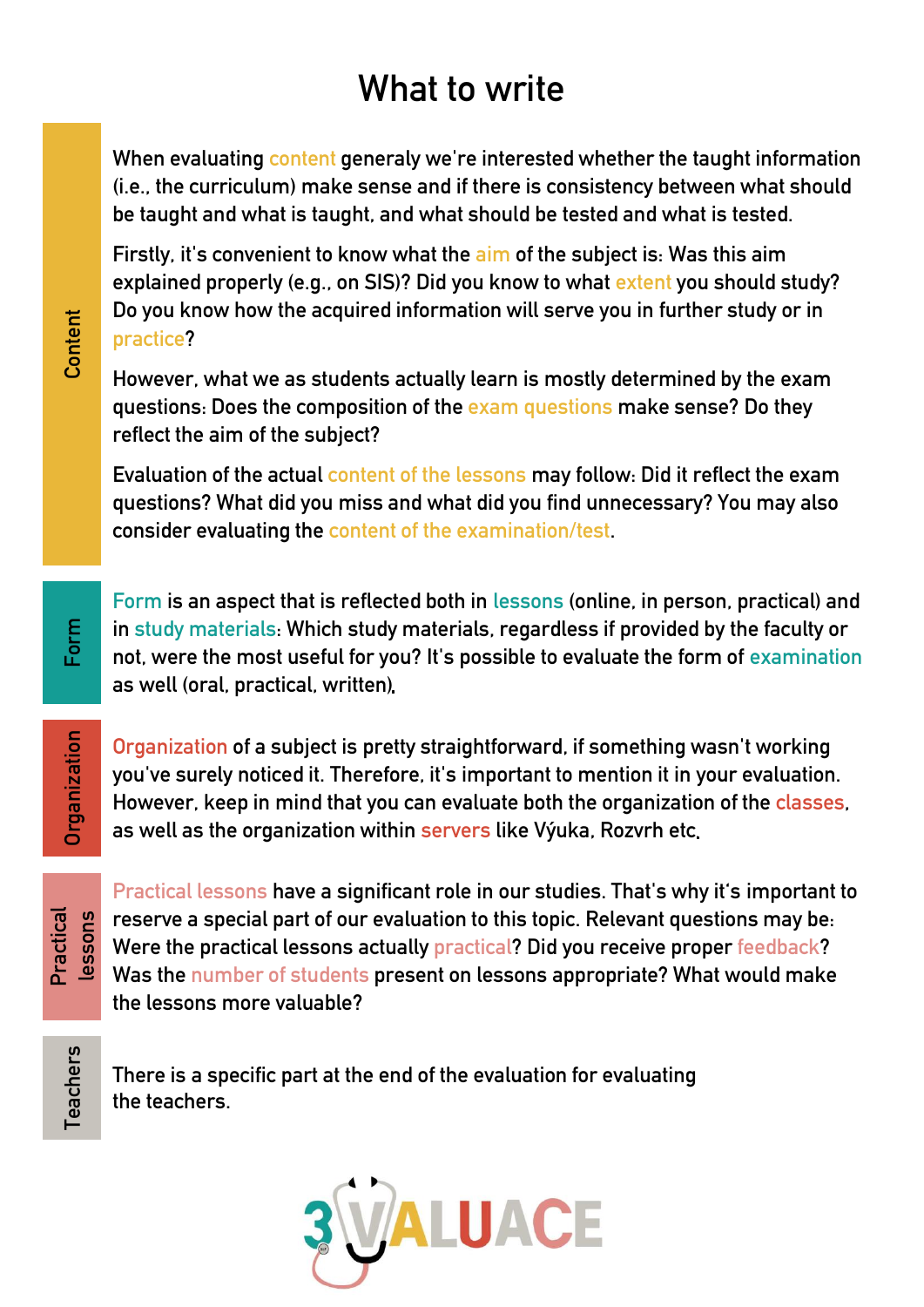# What to write

## Content

When evaluating content generaly we're interested whether the taught information (i.e., the curriculum) make sense and if there is consistency between what should be taught and what is taught, and what should be tested and what is tested.

Firstly, it's convenient to know what the aim of the subject is: Was this aim explained properly (e.g., on SIS)? Did you know to what extent you should study? Do you know how the acquired information will serve you in further study or in practice?

However, what we as students actually learn is mostly determined by the exam questions: Does the composition of the exam questions make sense? Do they reflect the aim of the subject?

Evaluation of the actual content of the lessons may follow: Did it reflect the exam questions? What did you miss and what did you find unnecessary? You may also consider evaluating the content of the examination/test.

## Form

Form is an aspect that is reflected both in lessons (online, in person, practical) and in study materials: Which study materials, regardless if provided by the faculty or not, were the most useful for you? It's possible to evaluate the form of examination as well (oral, practical, written).

## Organization

Organization of a subject is pretty straightforward, if something wasn't working you've surely noticed it. Therefore, it's important to mention it in your evaluation. However, keep in mind that you can evaluate both the organization of the classes, as well as the organization within servers like Výuka, Rozvrh etc.

## Practical lessons

Practical lessons have a significant role in our studies. That's why it's important to reserve a special part of our evaluation to this topic. Relevant questions may be: Were the practical lessons actually practical? Did you receive proper feedback? Was the number of students present on lessons appropriate? What would make the lessons more valuable?

## Teachers

There is a specific part at the end of the evaluation for evaluating the teachers.

3VALUACE